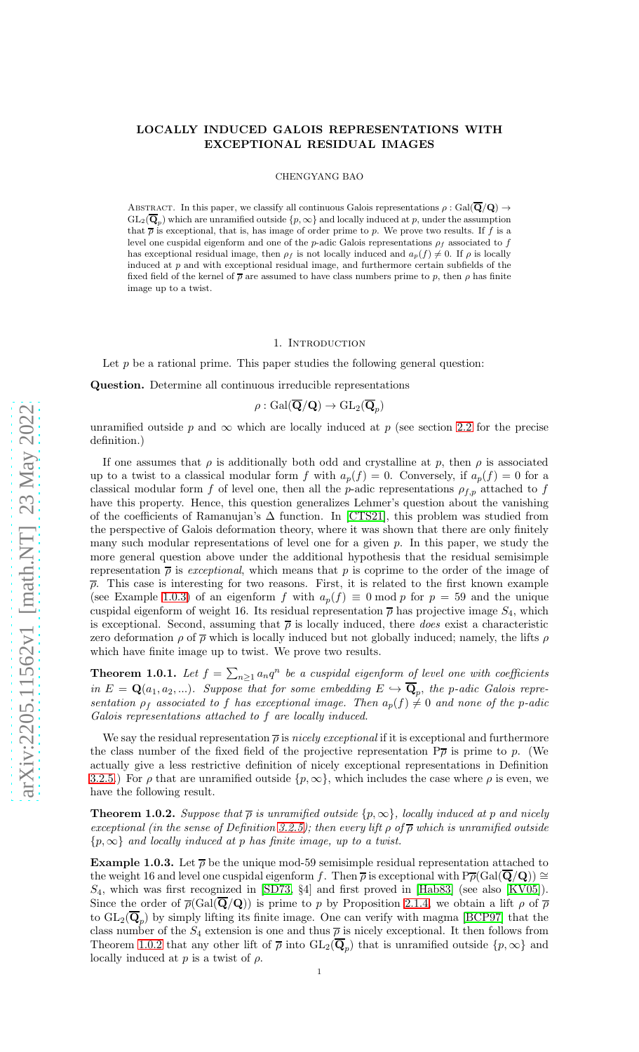# LOCALLY INDUCED GALOIS REPRESENTATIONS WITH EXCEPTIONAL RESIDUAL IMAGES

CHENGYANG BAO

Abstract. In this paper, we classify all continuous Galois representations $\rho : \mathrm{Gal}(\overline{\mathbf{Q}}/\mathbf{Q}) \to \mathrm{GL}_2(\overline{\mathbf{Q}}_p)$ which are unramified outside $\{p, \infty\}$ and locally induced at $p$, under the assumption that $\overline{\rho}$ is exceptional, that is, has image of order prime to $p$. We prove two results. If $f$ is a level one cuspidal eigenform and one of the $p$-adic Galois representations $\rho_f$ associated to $f$ has exceptional residual image, then $\rho_f$ is not locally induced and $a_p(f) \neq 0$. If $\rho$ is locally induced at $p$ and with exceptional residual image, and furthermore certain subfields of the fixed field of the kernel of $\overline{\rho}$ are assumed to have class numbers prime to $p$, then $\rho$ has finite image up to a twist.

## 1. Introduction

Let $p$ be a rational prime. This paper studies the following general question:

**Question.** Determine all continuous irreducible representations

$$\rho : \mathrm{Gal}(\overline{\mathbf{Q}}/\mathbf{Q}) \to \mathrm{GL}_2(\overline{\mathbf{Q}}_p)$$

unramified outside $p$ and $\infty$ which are locally induced at $p$ (see section 2.2 for the precise definition.)

If one assumes that $\rho$ is additionally both odd and crystalline at $p$, then $\rho$ is associated up to a twist to a classical modular form $f$ with $a_p(f) = 0$. Conversely, if $a_p(f) = 0$ for a classical modular form $f$ of level one, then all the $p$-adic representations $\rho_{f,p}$ attached to $f$ have this property. Hence, this question generalizes Lehmer's question about the vanishing of the coefficients of Ramanujan's $\Delta$ function. In [CTS21], this problem was studied from the perspective of Galois deformation theory, where it was shown that there are only finitely many such modular representations of level one for a given $p$. In this paper, we study the more general question above under the additional hypothesis that the residual semisimple representation $\overline{\rho}$ is *exceptional*, which means that $p$ is coprime to the order of the image of $\overline{\rho}$. This case is interesting for two reasons. First, it is related to the first known example (see Example 1.0.3) of an eigenform $f$ with $a_p(f) \equiv 0 \bmod p$ for $p = 59$ and the unique cuspidal eigenform of weight 16. Its residual representation $\overline{\rho}$ has projective image $S_4$, which is exceptional. Second, assuming that $\overline{\rho}$ is locally induced, there *does* exist a characteristic zero deformation $\rho$ of $\overline{\rho}$ which is locally induced but not globally induced; namely, the lifts $\rho$ which have finite image up to twist. We prove two results.

**Theorem 1.0.1.** *Let $f = \sum_{n \geq 1} a_n q^n$ be a cuspidal eigenform of level one with coefficients in $E = \mathbf{Q}(a_1, a_2, \ldots)$. Suppose that for some embedding $E \hookrightarrow \overline{\mathbf{Q}}_p$, the $p$-adic Galois representation $\rho_f$ associated to $f$ has exceptional image. Then $a_p(f) \neq 0$ and none of the $p$-adic Galois representations attached to $f$ are locally induced.*

We say the residual representation $\overline{\rho}$ is *nicely exceptional* if it is exceptional and furthermore the class number of the fixed field of the projective representation $\mathrm{P}\overline{\rho}$ is prime to $p$. (We actually give a less restrictive definition of nicely exceptional representations in Definition 3.2.5.) For $\rho$ that are unramified outside $\{p, \infty\}$, which includes the case where $\rho$ is even, we have the following result.

**Theorem 1.0.2.** *Suppose that $\overline{\rho}$ is unramified outside $\{p, \infty\}$, locally induced at $p$ and nicely exceptional (in the sense of Definition 3.2.5); then every lift $\rho$ of $\overline{\rho}$ which is unramified outside $\{p, \infty\}$ and locally induced at $p$ has finite image, up to a twist.*

**Example 1.0.3.** Let $\overline{\rho}$ be the unique mod-59 semisimple residual representation attached to the weight 16 and level one cuspidal eigenform $f$. Then $\overline{\rho}$ is exceptional with $\mathrm{P}\overline{\rho}(\mathrm{Gal}(\overline{\mathbf{Q}}/\mathbf{Q})) \cong S_4$, which was first recognized in [SD73, §4] and first proved in [Hab83] (see also [KV05]). Since the order of $\overline{\rho}(\mathrm{Gal}(\overline{\mathbf{Q}}/\mathbf{Q}))$ is prime to $p$ by Proposition 2.1.4, we obtain a lift $\rho$ of $\overline{\rho}$ to $\mathrm{GL}_2(\overline{\mathbf{Q}}_p)$ by simply lifting its finite image. One can verify with magma [BCP97] that the class number of the $S_4$ extension is one and thus $\overline{\rho}$ is nicely exceptional. It then follows from Theorem 1.0.2 that any other lift of $\overline{\rho}$ into $\mathrm{GL}_2(\overline{\mathbf{Q}}_p)$ that is unramified outside $\{p, \infty\}$ and locally induced at $p$ is a twist of $\rho$.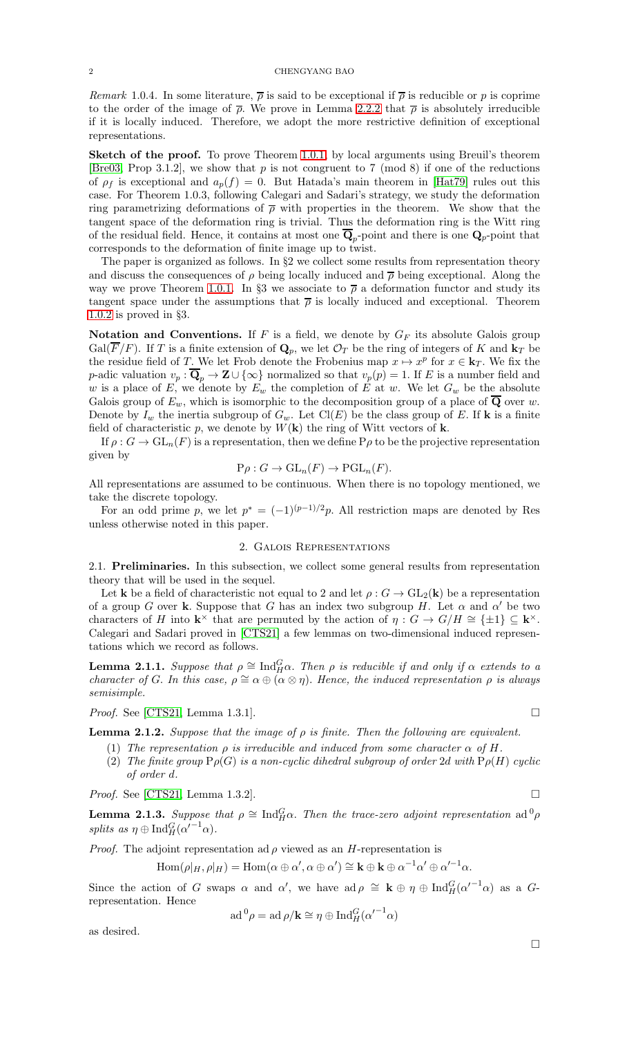*Remark* 1.0.4. In some literature, $\overline{\rho}$ is said to be exceptional if $\overline{\rho}$ is reducible or $p$ is coprime to the order of the image of $\overline{\rho}$. We prove in Lemma 2.2.2 that $\overline{\rho}$ is absolutely irreducible if it is locally induced. Therefore, we adopt the more restrictive definition of exceptional representations.

**Sketch of the proof.** To prove Theorem 1.0.1, by local arguments using Breuil's theorem [Bre03, Prop 3.1.2], we show that $p$ is not congruent to 7 (mod 8) if one of the reductions of $\rho_f$ is exceptional and $a_p(f) = 0$. But Hatada's main theorem in [Hat79] rules out this case. For Theorem 1.0.3, following Calegari and Sadari's strategy, we study the deformation ring parametrizing deformations of $\overline{\rho}$ with properties in the theorem. We show that the tangent space of the deformation ring is trivial. Thus the deformation ring is the Witt ring of the residual field. Hence, it contains at most one $\overline{\mathbf{Q}}_p$-point and there is one $\mathbf{Q}_p$-point that corresponds to the deformation of finite image up to twist.

The paper is organized as follows. In §2 we collect some results from representation theory and discuss the consequences of $\rho$ being locally induced and $\overline{\rho}$ being exceptional. Along the way we prove Theorem 1.0.1. In §3 we associate to $\overline{\rho}$ a deformation functor and study its tangent space under the assumptions that $\overline{\rho}$ is locally induced and exceptional. Theorem 1.0.2 is proved in §3.

**Notation and Conventions.** If $F$ is a field, we denote by $G_F$ its absolute Galois group $\mathrm{Gal}(\overline{F}/F)$. If $T$ is a finite extension of $\mathbf{Q}_p$, we let $\mathcal{O}_T$ be the ring of integers of $K$ and $\mathbf{k}_T$ be the residue field of $T$. We let Frob denote the Frobenius map $x \mapsto x^p$ for $x \in \mathbf{k}_T$. We fix the $p$-adic valuation $v_p : \overline{\mathbf{Q}}_p \to \mathbf{Z} \cup \{\infty\}$ normalized so that $v_p(p) = 1$. If $E$ is a number field and $w$ is a place of $E$, we denote by $E_w$ the completion of $E$ at $w$. We let $G_w$ be the absolute Galois group of $E_w$, which is isomorphic to the decomposition group of a place of $\overline{\mathbf{Q}}$ over $w$. Denote by $I_w$ the inertia subgroup of $G_w$. Let $\mathrm{Cl}(E)$ be the class group of $E$. If $\mathbf{k}$ is a finite field of characteristic $p$, we denote by $W(\mathbf{k})$ the ring of Witt vectors of $\mathbf{k}$.

If $\rho : G \to \mathrm{GL}_n(F)$ is a representation, then we define $\mathrm{P}\rho$ to be the projective representation given by

$$\mathrm{P}\rho : G \to \mathrm{GL}_n(F) \to \mathrm{PGL}_n(F).$$

All representations are assumed to be continuous. When there is no topology mentioned, we take the discrete topology.

For an odd prime $p$, we let $p^* = (-1)^{(p-1)/2}p$. All restriction maps are denoted by Res unless otherwise noted in this paper.

## 2. Galois Representations

### 2.1. Preliminaries.

In this subsection, we collect some general results from representation theory that will be used in the sequel.

Let $\mathbf{k}$ be a field of characteristic not equal to 2 and let $\rho : G \to \mathrm{GL}_2(\mathbf{k})$ be a representation of a group $G$ over $\mathbf{k}$. Suppose that $G$ has an index two subgroup $H$. Let $\alpha$ and $\alpha'$ be two characters of $H$ into $\mathbf{k}^\times$ that are permuted by the action of $\eta : G \to G/H \cong \{\pm 1\} \subseteq \mathbf{k}^\times$. Calegari and Sadari proved in [CTS21] a few lemmas on two-dimensional induced representations which we record as follows.

**Lemma 2.1.1.** *Suppose that $\rho \cong \mathrm{Ind}_H^G \alpha$. Then $\rho$ is reducible if and only if $\alpha$ extends to a character of $G$. In this case, $\rho \cong \alpha \oplus (\alpha \otimes \eta)$. Hence, the induced representation $\rho$ is always semisimple.*

*Proof.* See [CTS21, Lemma 1.3.1]. □

**Lemma 2.1.2.** *Suppose that the image of $\rho$ is finite. Then the following are equivalent.*

1. *The representation $\rho$ is irreducible and induced from some character $\alpha$ of $H$.*
2. *The finite group $\mathrm{P}\rho(G)$ is a non-cyclic dihedral subgroup of order $2d$ with $\mathrm{P}\rho(H)$ cyclic of order $d$.*

*Proof.* See [CTS21, Lemma 1.3.2]. □

**Lemma 2.1.3.** *Suppose that $\rho \cong \mathrm{Ind}_H^G \alpha$. Then the trace-zero adjoint representation $\mathrm{ad}^0\rho$ splits as $\eta \oplus \mathrm{Ind}_H^G({\alpha'}^{-1}\alpha)$.*

*Proof.* The adjoint representation $\mathrm{ad}\,\rho$ viewed as an $H$-representation is

$$\mathrm{Hom}(\rho|_H, \rho|_H) = \mathrm{Hom}(\alpha \oplus \alpha', \alpha \oplus \alpha') \cong \mathbf{k} \oplus \mathbf{k} \oplus \alpha^{-1}\alpha' \oplus {\alpha'}^{-1}\alpha.$$

Since the action of $G$ swaps $\alpha$ and $\alpha'$, we have $\mathrm{ad}\,\rho \cong \mathbf{k} \oplus \eta \oplus \mathrm{Ind}_H^G({\alpha'}^{-1}\alpha)$ as a $G$-representation. Hence

$$\mathrm{ad}^0\rho = \mathrm{ad}\,\rho/\mathbf{k} \cong \eta \oplus \mathrm{Ind}_H^G({\alpha'}^{-1}\alpha)$$

as desired.

□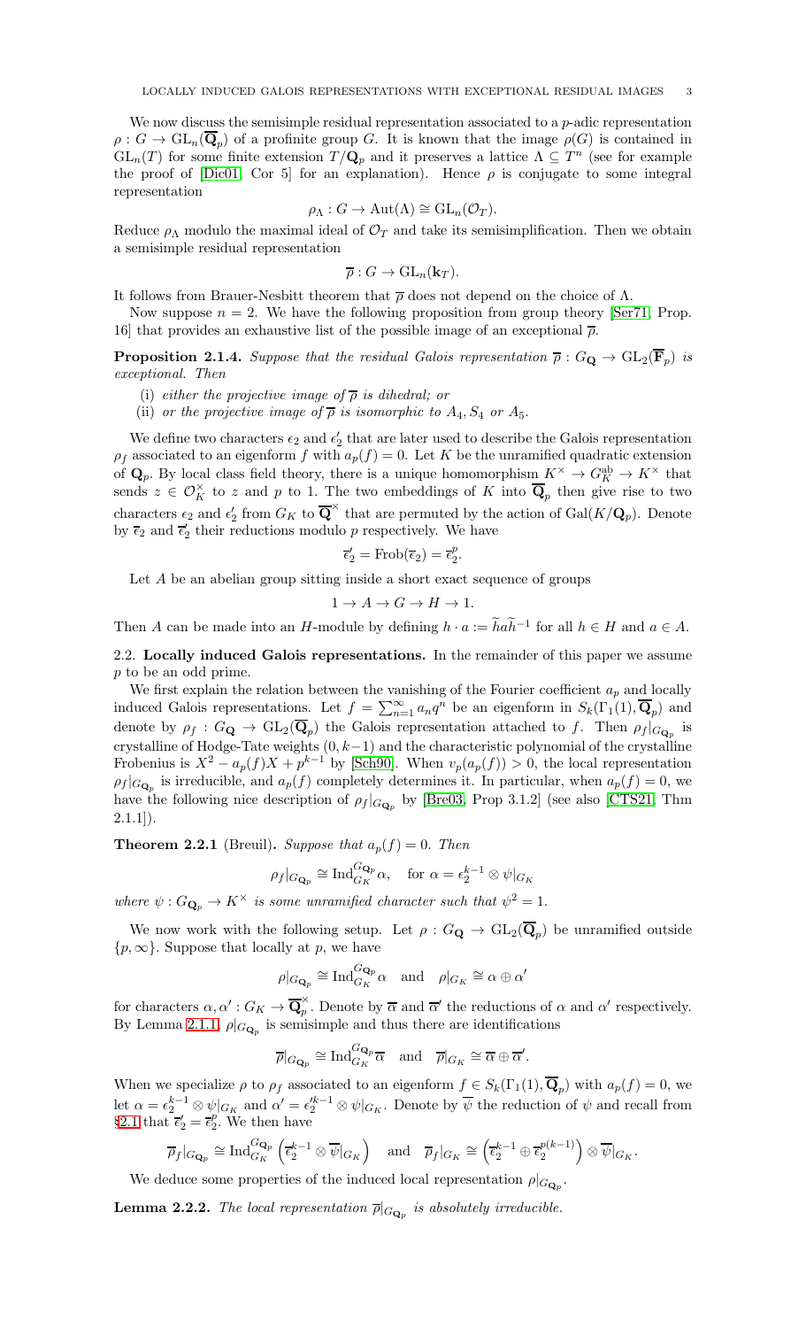We now discuss the semisimple residual representation associated to a $p$-adic representation $\rho : G \to \mathrm{GL}_n(\overline{\mathbf{Q}}_p)$ of a profinite group $G$. It is known that the image $\rho(G)$ is contained in $\mathrm{GL}_n(T)$ for some finite extension $T/\mathbf{Q}_p$ and it preserves a lattice $\Lambda \subseteq T^n$ (see for example the proof of [Dic01, Cor 5] for an explanation). Hence $\rho$ is conjugate to some integral representation

$$\rho_\Lambda : G \to \mathrm{Aut}(\Lambda) \cong \mathrm{GL}_n(\mathcal{O}_T).$$

Reduce $\rho_\Lambda$ modulo the maximal ideal of $\mathcal{O}_T$ and take its semisimplification. Then we obtain a semisimple residual representation

$$\overline{\rho} : G \to \mathrm{GL}_n(\mathbf{k}_T).$$

It follows from Brauer-Nesbitt theorem that $\overline{\rho}$ does not depend on the choice of $\Lambda$.

Now suppose $n = 2$. We have the following proposition from group theory [Ser71, Prop. 16] that provides an exhaustive list of the possible image of an exceptional $\overline{\rho}$.

**Proposition 2.1.4.** *Suppose that the residual Galois representation $\overline{\rho} : G_{\mathbf{Q}} \to \mathrm{GL}_2(\overline{\mathbf{F}}_p)$ is exceptional. Then*

(i) *either the projective image of $\overline{\rho}$ is dihedral; or*
(ii) *or the projective image of $\overline{\rho}$ is isomorphic to $A_4, S_4$ or $A_5$.*

We define two characters $\epsilon_2$ and $\epsilon_2'$ that are later used to describe the Galois representation $\rho_f$ associated to an eigenform $f$ with $a_p(f) = 0$. Let $K$ be the unramified quadratic extension of $\mathbf{Q}_p$. By local class field theory, there is a unique homomorphism $K^\times \to G_K^{\mathrm{ab}} \to K^\times$ that sends $z \in \mathcal{O}_K^\times$ to $z$ and $p$ to 1. The two embeddings of $K$ into $\overline{\mathbf{Q}}_p$ then give rise to two characters $\epsilon_2$ and $\epsilon_2'$ from $G_K$ to $\overline{\mathbf{Q}}^\times$ that are permuted by the action of $\mathrm{Gal}(K/\mathbf{Q}_p)$. Denote by $\overline{\epsilon}_2$ and $\overline{\epsilon}_2'$ their reductions modulo $p$ respectively. We have

$$\overline{\epsilon}_2' = \mathrm{Frob}(\overline{\epsilon}_2) = \overline{\epsilon}_2^p.$$

Let $A$ be an abelian group sitting inside a short exact sequence of groups

$$1 \to A \to G \to H \to 1.$$

Then $A$ can be made into an $H$-module by defining $h \cdot a := \widetilde{h} a \widetilde{h}^{-1}$ for all $h \in H$ and $a \in A$.

## 2.2. Locally induced Galois representations.

In the remainder of this paper we assume $p$ to be an odd prime.

We first explain the relation between the vanishing of the Fourier coefficient $a_p$ and locally induced Galois representations. Let $f = \sum_{n=1}^\infty a_n q^n$ be an eigenform in $S_k(\Gamma_1(1), \overline{\mathbf{Q}}_p)$ and denote by $\rho_f : G_{\mathbf{Q}} \to \mathrm{GL}_2(\overline{\mathbf{Q}}_p)$ the Galois representation attached to $f$. Then $\rho_f|_{G_{\mathbf{Q}_p}}$ is crystalline of Hodge-Tate weights $(0, k-1)$ and the characteristic polynomial of the crystalline Frobenius is $X^2 - a_p(f)X + p^{k-1}$ by [Sch90]. When $v_p(a_p(f)) > 0$, the local representation $\rho_f|_{G_{\mathbf{Q}_p}}$ is irreducible, and $a_p(f)$ completely determines it. In particular, when $a_p(f) = 0$, we have the following nice description of $\rho_f|_{G_{\mathbf{Q}_p}}$ by [Bre03, Prop 3.1.2] (see also [CTS21, Thm 2.1.1]).

**Theorem 2.2.1** (Breuil). *Suppose that $a_p(f) = 0$. Then*

$$\rho_f|_{G_{\mathbf{Q}_p}} \cong \mathrm{Ind}_{G_K}^{G_{\mathbf{Q}_p}} \alpha, \quad \text{for } \alpha = \epsilon_2^{k-1} \otimes \psi|_{G_K}$$

*where $\psi : G_{\mathbf{Q}_p} \to K^\times$ is some unramified character such that $\psi^2 = 1$.*

We now work with the following setup. Let $\rho : G_{\mathbf{Q}} \to \mathrm{GL}_2(\overline{\mathbf{Q}}_p)$ be unramified outside $\{p, \infty\}$. Suppose that locally at $p$, we have

$$\rho|_{G_{\mathbf{Q}_p}} \cong \mathrm{Ind}_{G_K}^{G_{\mathbf{Q}_p}} \alpha \quad \text{and} \quad \rho|_{G_K} \cong \alpha \oplus \alpha'$$

for characters $\alpha, \alpha' : G_K \to \overline{\mathbf{Q}}_p^\times$. Denote by $\overline{\alpha}$ and $\overline{\alpha}'$ the reductions of $\alpha$ and $\alpha'$ respectively. By Lemma 2.1.1, $\rho|_{G_{\mathbf{Q}_p}}$ is semisimple and thus there are identifications

$$\overline{\rho}|_{G_{\mathbf{Q}_p}} \cong \mathrm{Ind}_{G_K}^{G_{\mathbf{Q}_p}} \overline{\alpha} \quad \text{and} \quad \overline{\rho}|_{G_K} \cong \overline{\alpha} \oplus \overline{\alpha}'.$$

When we specialize $\rho$ to $\rho_f$ associated to an eigenform $f \in S_k(\Gamma_1(1), \overline{\mathbf{Q}}_p)$ with $a_p(f) = 0$, we let $\alpha = \epsilon_2^{k-1} \otimes \psi|_{G_K}$ and $\alpha' = \epsilon_2'^{k-1} \otimes \psi|_{G_K}$. Denote by $\overline{\psi}$ the reduction of $\psi$ and recall from §2.1 that $\overline{\epsilon}_2' = \overline{\epsilon}_2^p$. We then have

$$\overline{\rho}_f|_{G_{\mathbf{Q}_p}} \cong \mathrm{Ind}_{G_K}^{G_{\mathbf{Q}_p}} \left(\overline{\epsilon}_2^{k-1} \otimes \overline{\psi}|_{G_K}\right) \quad \text{and} \quad \overline{\rho}_f|_{G_K} \cong \left(\overline{\epsilon}_2^{k-1} \oplus \overline{\epsilon}_2^{p(k-1)}\right) \otimes \overline{\psi}|_{G_K}.$$

We deduce some properties of the induced local representation $\rho|_{G_{\mathbf{Q}_p}}$.

**Lemma 2.2.2.** *The local representation $\overline{\rho}|_{G_{\mathbf{Q}_p}}$ is absolutely irreducible.*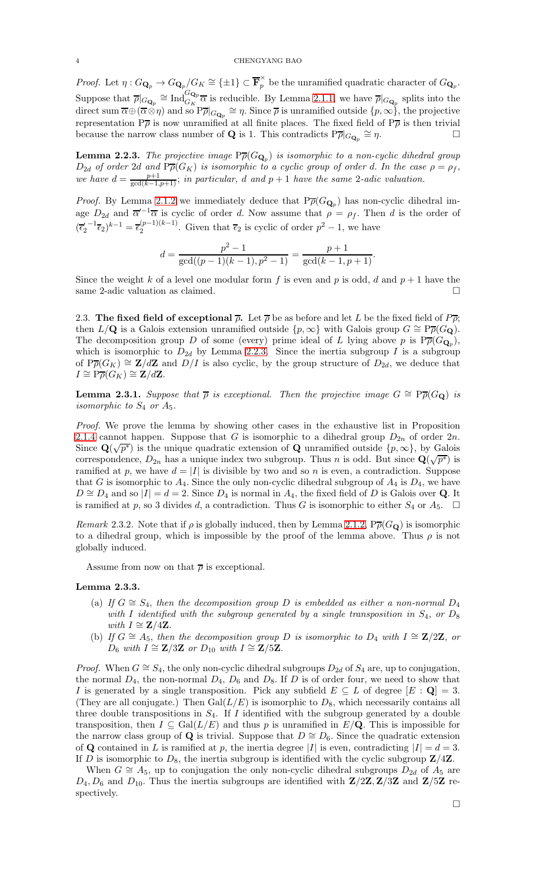*Proof.* Let $\eta : G_{\mathbf{Q}_p} \to G_{\mathbf{Q}_p}/G_K \cong \{\pm 1\} \subset \overline{\mathbf{F}}_p^\times$ be the unramified quadratic character of $G_{\mathbf{Q}_p}$. Suppose that $\overline{\rho}|_{G_{\mathbf{Q}_p}} \cong \mathrm{Ind}_{G_K}^{G_{\mathbf{Q}_p}} \overline{\alpha}$ is reducible. By Lemma 2.1.1, we have $\overline{\rho}|_{G_{\mathbf{Q}_p}}$ splits into the direct sum $\overline{\alpha} \oplus (\overline{\alpha} \otimes \eta)$ and so $\mathrm{P}\overline{\rho}|_{G_{\mathbf{Q}_p}} \cong \eta$. Since $\overline{\rho}$ is unramified outside $\{p, \infty\}$, the projective representation $\mathrm{P}\overline{\rho}$ is now unramified at all finite places. The fixed field of $\mathrm{P}\overline{\rho}$ is then trivial because the narrow class number of $\mathbf{Q}$ is 1. This contradicts $\mathrm{P}\overline{\rho}|_{G_{\mathbf{Q}_p}} \cong \eta$. $\square$

**Lemma 2.2.3.** *The projective image $\mathrm{P}\overline{\rho}(G_{\mathbf{Q}_p})$ is isomorphic to a non-cyclic dihedral group $D_{2d}$ of order $2d$ and $\mathrm{P}\overline{\rho}(G_K)$ is isomorphic to a cyclic group of order $d$. In the case $\rho = \rho_f$, we have $d = \frac{p+1}{\gcd(k-1,p+1)}$; in particular, $d$ and $p+1$ have the same 2-adic valuation.*

*Proof.* By Lemma 2.1.2 we immediately deduce that $\mathrm{P}\overline{\rho}(G_{\mathbf{Q}_p})$ has non-cyclic dihedral image $D_{2d}$ and $\overline{\alpha}'^{-1}\overline{\alpha}$ is cyclic of order $d$. Now assume that $\rho = \rho_f$. Then $d$ is the order of $(\overline{\epsilon}_2'^{-1}\overline{\epsilon}_2)^{k-1} = \overline{\epsilon}_2^{(p-1)(k-1)}$. Given that $\overline{\epsilon}_2$ is cyclic of order $p^2-1$, we have

$$d = \frac{p^2-1}{\gcd((p-1)(k-1), p^2-1)} = \frac{p+1}{\gcd(k-1, p+1)}.$$

Since the weight $k$ of a level one modular form $f$ is even and $p$ is odd, $d$ and $p+1$ have the same 2-adic valuation as claimed. $\square$

2.3. **The fixed field of exceptional $\overline{\rho}$.** Let $\overline{\rho}$ be as before and let $L$ be the fixed field of $P\overline{\rho}$; then $L/\mathbf{Q}$ is a Galois extension unramified outside $\{p, \infty\}$ with Galois group $G \cong \mathrm{P}\overline{\rho}(G_{\mathbf{Q}})$. The decomposition group $D$ of some (every) prime ideal of $L$ lying above $p$ is $\mathrm{P}\overline{\rho}(G_{\mathbf{Q}_p})$, which is isomorphic to $D_{2d}$ by Lemma 2.2.3. Since the inertia subgroup $I$ is a subgroup of $\mathrm{P}\overline{\rho}(G_K) \cong \mathbf{Z}/d\mathbf{Z}$ and $D/I$ is also cyclic, by the group structure of $D_{2d}$, we deduce that $I \cong \mathrm{P}\overline{\rho}(G_K) \cong \mathbf{Z}/d\mathbf{Z}$.

**Lemma 2.3.1.** *Suppose that $\overline{\rho}$ is exceptional. Then the projective image $G \cong \mathrm{P}\overline{\rho}(G_{\mathbf{Q}})$ is isomorphic to $S_4$ or $A_5$.*

*Proof.* We prove the lemma by showing other cases in the exhaustive list in Proposition 2.1.4 cannot happen. Suppose that $G$ is isomorphic to a dihedral group $D_{2n}$ of order $2n$. Since $\mathbf{Q}(\sqrt{p^*})$ is the unique quadratic extension of $\mathbf{Q}$ unramified outside $\{p, \infty\}$, by Galois correspondence, $D_{2n}$ has a unique index two subgroup. Thus $n$ is odd. But since $\mathbf{Q}(\sqrt{p^*})$ is ramified at $p$, we have $d = |I|$ is divisible by two and so $n$ is even, a contradiction. Suppose that $G$ is isomorphic to $A_4$. Since the only non-cyclic dihedral subgroup of $A_4$ is $D_4$, we have $D \cong D_4$ and so $|I| = d = 2$. Since $D_4$ is normal in $A_4$, the fixed field of $D$ is Galois over $\mathbf{Q}$. It is ramified at $p$, so 3 divides $d$, a contradiction. Thus $G$ is isomorphic to either $S_4$ or $A_5$. $\square$

*Remark* 2.3.2. Note that if $\rho$ is globally induced, then by Lemma 2.1.2, $\mathrm{P}\overline{\rho}(G_{\mathbf{Q}})$ is isomorphic to a dihedral group, which is impossible by the proof of the lemma above. Thus $\rho$ is not globally induced.

Assume from now on that $\overline{\rho}$ is exceptional.

**Lemma 2.3.3.**

- (a) *If $G \cong S_4$, then the decomposition group $D$ is embedded as either a non-normal $D_4$ with $I$ identified with the subgroup generated by a single transposition in $S_4$, or $D_8$ with $I \cong \mathbf{Z}/4\mathbf{Z}$.*
- (b) *If $G \cong A_5$, then the decomposition group $D$ is isomorphic to $D_4$ with $I \cong \mathbf{Z}/2\mathbf{Z}$, or $D_6$ with $I \cong \mathbf{Z}/3\mathbf{Z}$ or $D_{10}$ with $I \cong \mathbf{Z}/5\mathbf{Z}$.*

*Proof.* When $G \cong S_4$, the only non-cyclic dihedral subgroups $D_{2d}$ of $S_4$ are, up to conjugation, the normal $D_4$, the non-normal $D_4$, $D_6$ and $D_8$. If $D$ is of order four, we need to show that $I$ is generated by a single transposition. Pick any subfield $E \subseteq L$ of degree $[E : \mathbf{Q}] = 3$. (They are all conjugate.) Then $\mathrm{Gal}(L/E)$ is isomorphic to $D_8$, which necessarily contains all three double transpositions in $S_4$. If $I$ identified with the subgroup generated by a double transposition, then $I \subseteq \mathrm{Gal}(L/E)$ and thus $p$ is unramified in $E/\mathbf{Q}$. This is impossible for the narrow class group of $\mathbf{Q}$ is trivial. Suppose that $D \cong D_6$. Since the quadratic extension of $\mathbf{Q}$ contained in $L$ is ramified at $p$, the inertia degree $|I|$ is even, contradicting $|I| = d = 3$. If $D$ is isomorphic to $D_8$, the inertia subgroup is identified with the cyclic subgroup $\mathbf{Z}/4\mathbf{Z}$.

When $G \cong A_5$, up to conjugation the only non-cyclic dihedral subgroups $D_{2d}$ of $A_5$ are $D_4, D_6$ and $D_{10}$. Thus the inertia subgroups are identified with $\mathbf{Z}/2\mathbf{Z}, \mathbf{Z}/3\mathbf{Z}$ and $\mathbf{Z}/5\mathbf{Z}$ respectively.

$\square$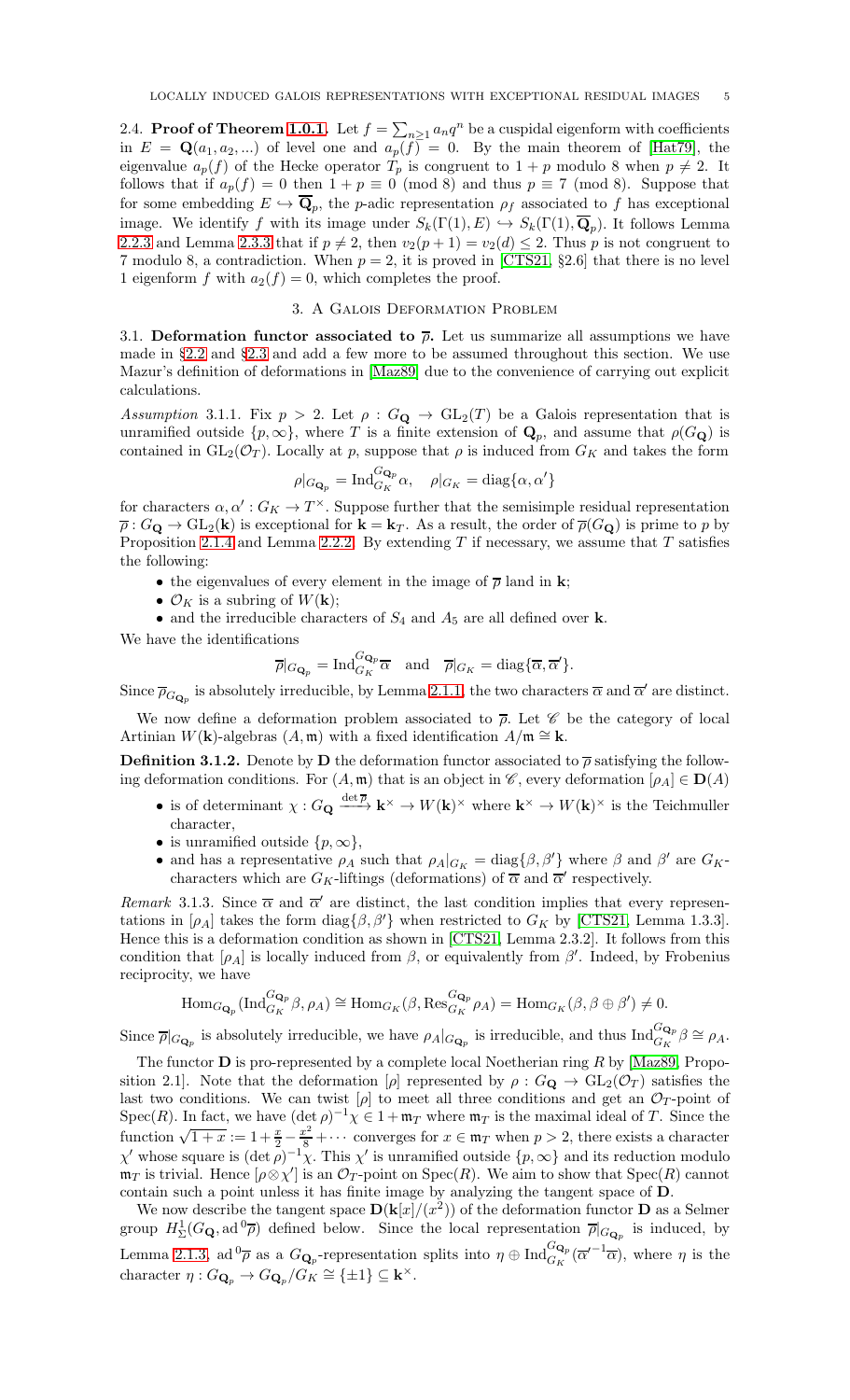2.4. **Proof of Theorem 1.0.1.** Let $f = \sum_{n\geq 1} a_n q^n$ be a cuspidal eigenform with coefficients in $E = \mathbf{Q}(a_1, a_2, ...)$ of level one and $a_p(f) = 0$. By the main theorem of [Hat79], the eigenvalue $a_p(f)$ of the Hecke operator $T_p$ is congruent to $1+p$ modulo 8 when $p \neq 2$. It follows that if $a_p(f) = 0$ then $1 + p \equiv 0 \pmod 8$ and thus $p \equiv 7 \pmod 8$. Suppose that for some embedding $E \hookrightarrow \overline{\mathbf{Q}}_p$, the $p$-adic representation $\rho_f$ associated to $f$ has exceptional image. We identify $f$ with its image under $S_k(\Gamma(1), E) \hookrightarrow S_k(\Gamma(1), \overline{\mathbf{Q}}_p)$. It follows Lemma 2.2.3 and Lemma 2.3.3 that if $p \neq 2$, then $v_2(p+1) = v_2(d) \leq 2$. Thus $p$ is not congruent to 7 modulo 8, a contradiction. When $p = 2$, it is proved in [CTS21, §2.6] that there is no level 1 eigenform $f$ with $a_2(f) = 0$, which completes the proof.

## 3. A Galois Deformation Problem

3.1. **Deformation functor associated to $\overline{\rho}$.** Let us summarize all assumptions we have made in §2.2 and §2.3 and add a few more to be assumed throughout this section. We use Mazur's definition of deformations in [Maz89] due to the convenience of carrying out explicit calculations.

*Assumption* 3.1.1. Fix $p > 2$. Let $\rho : G_{\mathbf{Q}} \to \mathrm{GL}_2(T)$ be a Galois representation that is unramified outside $\{p, \infty\}$, where $T$ is a finite extension of $\mathbf{Q}_p$, and assume that $\rho(G_{\mathbf{Q}})$ is contained in $\mathrm{GL}_2(\mathcal{O}_T)$. Locally at $p$, suppose that $\rho$ is induced from $G_K$ and takes the form

$$\rho|_{G_{\mathbf{Q}_p}} = \mathrm{Ind}_{G_K}^{G_{\mathbf{Q}_p}} \alpha, \quad \rho|_{G_K} = \mathrm{diag}\{\alpha, \alpha'\}$$

for characters $\alpha, \alpha' : G_K \to T^\times$. Suppose further that the semisimple residual representation $\overline{\rho} : G_{\mathbf{Q}} \to \mathrm{GL}_2(\mathbf{k})$ is exceptional for $\mathbf{k} = \mathbf{k}_T$. As a result, the order of $\overline{\rho}(G_{\mathbf{Q}})$ is prime to $p$ by Proposition 2.1.4 and Lemma 2.2.2. By extending $T$ if necessary, we assume that $T$ satisfies the following:

- the eigenvalues of every element in the image of $\overline{\rho}$ land in $\mathbf{k}$;
- $\mathcal{O}_K$ is a subring of $W(\mathbf{k})$;
- and the irreducible characters of $S_4$ and $A_5$ are all defined over $\mathbf{k}$.

We have the identifications

$$\overline{\rho}|_{G_{\mathbf{Q}_p}} = \mathrm{Ind}_{G_K}^{G_{\mathbf{Q}_p}} \overline{\alpha} \quad \text{and} \quad \overline{\rho}|_{G_K} = \mathrm{diag}\{\overline{\alpha}, \overline{\alpha}'\}.$$

Since $\overline{\rho}_{G_{\mathbf{Q}_p}}$ is absolutely irreducible, by Lemma 2.1.1, the two characters $\overline{\alpha}$ and $\overline{\alpha}'$ are distinct.

We now define a deformation problem associated to $\overline{\rho}$. Let $\mathscr{C}$ be the category of local Artinian $W(\mathbf{k})$-algebras $(A, \mathfrak{m})$ with a fixed identification $A/\mathfrak{m} \cong \mathbf{k}$.

**Definition 3.1.2.** Denote by $\mathbf{D}$ the deformation functor associated to $\overline{\rho}$ satisfying the following deformation conditions. For $(A, \mathfrak{m})$ that is an object in $\mathscr{C}$, every deformation $[\rho_A] \in \mathbf{D}(A)$

- is of determinant $\chi : G_{\mathbf{Q}} \xrightarrow{\det \overline{\rho}} \mathbf{k}^\times \to W(\mathbf{k})^\times$ where $\mathbf{k}^\times \to W(\mathbf{k})^\times$ is the Teichmuller character,
- is unramified outside $\{p, \infty\}$,
- and has a representative $\rho_A$ such that $\rho_A|_{G_K} = \mathrm{diag}\{\beta, \beta'\}$ where $\beta$ and $\beta'$ are $G_K$-characters which are $G_K$-liftings (deformations) of $\overline{\alpha}$ and $\overline{\alpha}'$ respectively.

*Remark* 3.1.3. Since $\overline{\alpha}$ and $\overline{\alpha}'$ are distinct, the last condition implies that every representations in $[\rho_A]$ takes the form $\mathrm{diag}\{\beta, \beta'\}$ when restricted to $G_K$ by [CTS21, Lemma 1.3.3]. Hence this is a deformation condition as shown in [CTS21, Lemma 2.3.2]. It follows from this condition that $[\rho_A]$ is locally induced from $\beta$, or equivalently from $\beta'$. Indeed, by Frobenius reciprocity, we have

$$\mathrm{Hom}_{G_{\mathbf{Q}_p}}(\mathrm{Ind}_{G_K}^{G_{\mathbf{Q}_p}} \beta, \rho_A) \cong \mathrm{Hom}_{G_K}(\beta, \mathrm{Res}_{G_K}^{G_{\mathbf{Q}_p}} \rho_A) = \mathrm{Hom}_{G_K}(\beta, \beta \oplus \beta') \neq 0.$$

Since $\overline{\rho}|_{G_{\mathbf{Q}_p}}$ is absolutely irreducible, we have $\rho_A|_{G_{\mathbf{Q}_p}}$ is irreducible, and thus $\mathrm{Ind}_{G_K}^{G_{\mathbf{Q}_p}} \beta \cong \rho_A$.

The functor $\mathbf{D}$ is pro-represented by a complete local Noetherian ring $R$ by [Maz89, Proposition 2.1]. Note that the deformation $[\rho]$ represented by $\rho : G_{\mathbf{Q}} \to \mathrm{GL}_2(\mathcal{O}_T)$ satisfies the last two conditions. We can twist $[\rho]$ to meet all three conditions and get an $\mathcal{O}_T$-point of $\mathrm{Spec}(R)$. In fact, we have $(\det \rho)^{-1}\chi \in 1 + \mathfrak{m}_T$ where $\mathfrak{m}_T$ is the maximal ideal of $T$. Since the function $\sqrt{1+x} := 1 + \frac{x}{2} - \frac{x^2}{8} + \cdots$ converges for $x \in \mathfrak{m}_T$ when $p > 2$, there exists a character $\chi'$ whose square is $(\det \rho)^{-1}\chi$. This $\chi'$ is unramified outside $\{p, \infty\}$ and its reduction modulo $\mathfrak{m}_T$ is trivial. Hence $[\rho \otimes \chi']$ is an $\mathcal{O}_T$-point on $\mathrm{Spec}(R)$. We aim to show that $\mathrm{Spec}(R)$ cannot contain such a point unless it has finite image by analyzing the tangent space of $\mathbf{D}$.

We now describe the tangent space $\mathbf{D}(\mathbf{k}[x]/(x^2))$ of the deformation functor $\mathbf{D}$ as a Selmer group $H^1_\Sigma(G_{\mathbf{Q}}, \mathrm{ad}^0\overline{\rho})$ defined below. Since the local representation $\overline{\rho}|_{G_{\mathbf{Q}_p}}$ is induced, by Lemma 2.1.3, $\mathrm{ad}^0\overline{\rho}$ as a $G_{\mathbf{Q}_p}$-representation splits into $\eta \oplus \mathrm{Ind}_{G_K}^{G_{\mathbf{Q}_p}}(\overline{\alpha}'^{-1}\overline{\alpha})$, where $\eta$ is the character $\eta : G_{\mathbf{Q}_p} \to G_{\mathbf{Q}_p}/G_K \cong \{\pm 1\} \subseteq \mathbf{k}^\times$.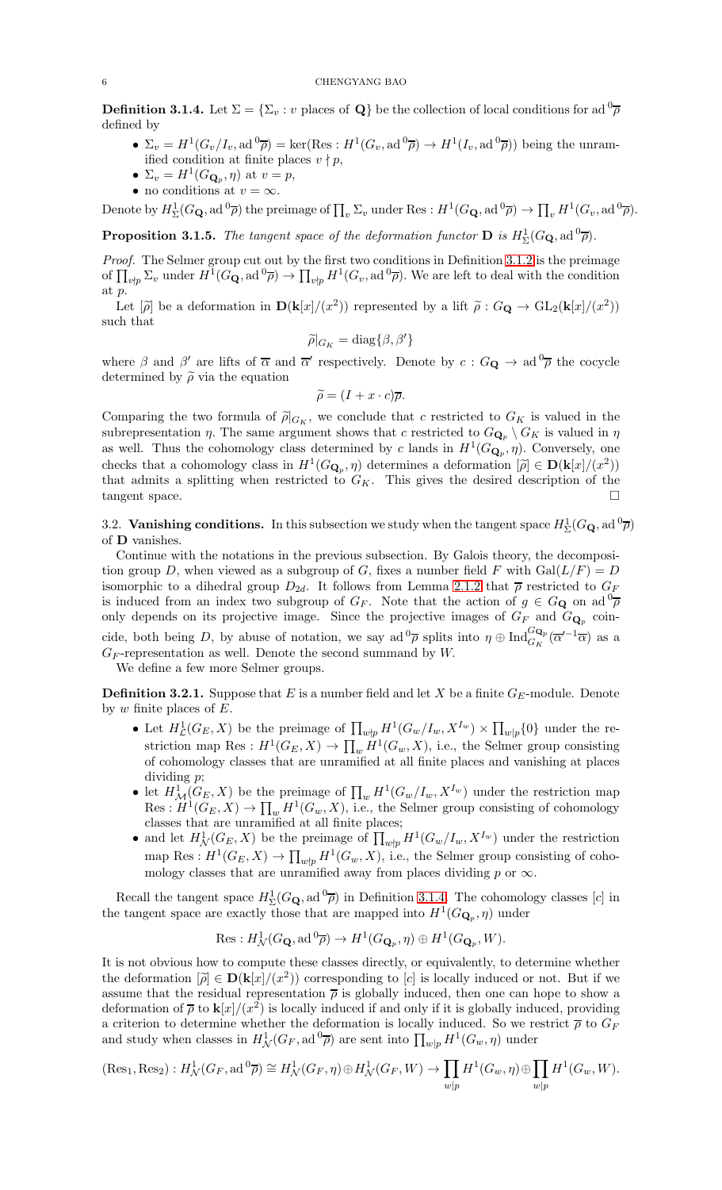**Definition 3.1.4.** Let $\Sigma = \{\Sigma_v : v \text{ places of } \mathbf{Q}\}$ be the collection of local conditions for $\mathrm{ad}^0\overline{\rho}$ defined by

- $\Sigma_v = H^1(G_v/I_v, \mathrm{ad}^0\overline{\rho}) = \ker(\mathrm{Res} : H^1(G_v, \mathrm{ad}^0\overline{\rho}) \to H^1(I_v, \mathrm{ad}^0\overline{\rho}))$ being the unramified condition at finite places $v \nmid p$,
- $\Sigma_v = H^1(G_{\mathbf{Q}_p}, \eta)$ at $v = p$,
- no conditions at $v = \infty$.

Denote by $H^1_\Sigma(G_\mathbf{Q}, \mathrm{ad}^0\overline{\rho})$ the preimage of $\prod_v \Sigma_v$ under $\mathrm{Res} : H^1(G_\mathbf{Q}, \mathrm{ad}^0\overline{\rho}) \to \prod_v H^1(G_v, \mathrm{ad}^0\overline{\rho})$.

**Proposition 3.1.5.** *The tangent space of the deformation functor* $\mathbf{D}$ *is* $H^1_\Sigma(G_\mathbf{Q}, \mathrm{ad}^0\overline{\rho})$.

*Proof.* The Selmer group cut out by the first two conditions in Definition 3.1.2 is the preimage of $\prod_{v\nmid p} \Sigma_v$ under $H^1(G_\mathbf{Q}, \mathrm{ad}^0\overline{\rho}) \to \prod_{v\nmid p} H^1(G_v, \mathrm{ad}^0\overline{\rho})$. We are left to deal with the condition at $p$.

Let $[\widetilde{\rho}]$ be a deformation in $\mathbf{D}(\mathbf{k}[x]/(x^2))$ represented by a lift $\widetilde{\rho} : G_\mathbf{Q} \to \mathrm{GL}_2(\mathbf{k}[x]/(x^2))$ such that

$$\widetilde{\rho}|_{G_K} = \mathrm{diag}\{\beta, \beta'\}$$

where $\beta$ and $\beta'$ are lifts of $\overline{\alpha}$ and $\overline{\alpha}'$ respectively. Denote by $c : G_\mathbf{Q} \to \mathrm{ad}^0\overline{\rho}$ the cocycle determined by $\widetilde{\rho}$ via the equation

$$\widetilde{\rho} = (I + x \cdot c)\overline{\rho}.$$

Comparing the two formula of $\widetilde{\rho}|_{G_K}$, we conclude that $c$ restricted to $G_K$ is valued in the subrepresentation $\eta$. The same argument shows that $c$ restricted to $G_{\mathbf{Q}_p} \setminus G_K$ is valued in $\eta$ as well. Thus the cohomology class determined by $c$ lands in $H^1(G_{\mathbf{Q}_p}, \eta)$. Conversely, one checks that a cohomology class in $H^1(G_{\mathbf{Q}_p}, \eta)$ determines a deformation $[\widetilde{\rho}] \in \mathbf{D}(\mathbf{k}[x]/(x^2))$ that admits a splitting when restricted to $G_K$. This gives the desired description of the tangent space. $\square$

## 3.2. Vanishing conditions.

In this subsection we study when the tangent space $H^1_\Sigma(G_\mathbf{Q}, \mathrm{ad}^0\overline{\rho})$ of $\mathbf{D}$ vanishes.

Continue with the notations in the previous subsection. By Galois theory, the decomposition group $D$, when viewed as a subgroup of $G$, fixes a number field $F$ with $\mathrm{Gal}(L/F) = D$ isomorphic to a dihedral group $D_{2d}$. It follows from Lemma 2.1.2 that $\overline{\rho}$ restricted to $G_F$ is induced from an index two subgroup of $G_F$. Note that the action of $g \in G_\mathbf{Q}$ on $\mathrm{ad}^0\overline{\rho}$ only depends on its projective image. Since the projective images of $G_F$ and $G_{\mathbf{Q}_p}$ coincide, both being $D$, by abuse of notation, we say $\mathrm{ad}^0\overline{\rho}$ splits into $\eta \oplus \mathrm{Ind}_{G_K}^{G_{\mathbf{Q}_p}}(\overline{\alpha}'^{-1}\overline{\alpha})$ as a $G_F$-representation as well. Denote the second summand by $W$.

We define a few more Selmer groups.

**Definition 3.2.1.** Suppose that $E$ is a number field and let $X$ be a finite $G_E$-module. Denote by $w$ finite places of $E$.

- Let $H^1_\mathcal{L}(G_E, X)$ be the preimage of $\prod_{w\nmid p} H^1(G_w/I_w, X^{I_w}) \times \prod_{w|p}\{0\}$ under the restriction map $\mathrm{Res} : H^1(G_E, X) \to \prod_w H^1(G_w, X)$, i.e., the Selmer group consisting of cohomology classes that are unramified at all finite places and vanishing at places dividing $p$;
- let $H^1_\mathcal{M}(G_E, X)$ be the preimage of $\prod_w H^1(G_w/I_w, X^{I_w})$ under the restriction map $\mathrm{Res} : H^1(G_E, X) \to \prod_w H^1(G_w, X)$, i.e., the Selmer group consisting of cohomology classes that are unramified at all finite places;
- and let $H^1_\mathcal{N}(G_E, X)$ be the preimage of $\prod_{w\nmid p} H^1(G_w/I_w, X^{I_w})$ under the restriction map $\mathrm{Res} : H^1(G_E, X) \to \prod_{w\nmid p} H^1(G_w, X)$, i.e., the Selmer group consisting of cohomology classes that are unramified away from places dividing $p$ or $\infty$.

Recall the tangent space $H^1_\Sigma(G_\mathbf{Q}, \mathrm{ad}^0\overline{\rho})$ in Definition 3.1.4. The cohomology classes $[c]$ in the tangent space are exactly those that are mapped into $H^1(G_{\mathbf{Q}_p}, \eta)$ under

$$\mathrm{Res} : H^1_\mathcal{N}(G_\mathbf{Q}, \mathrm{ad}^0\overline{\rho}) \to H^1(G_{\mathbf{Q}_p}, \eta) \oplus H^1(G_{\mathbf{Q}_p}, W).$$

It is not obvious how to compute these classes directly, or equivalently, to determine whether the deformation $[\widetilde{\rho}] \in \mathbf{D}(\mathbf{k}[x]/(x^2))$ corresponding to $[c]$ is locally induced or not. But if we assume that the residual representation $\overline{\rho}$ is globally induced, then one can hope to show a deformation of $\overline{\rho}$ to $\mathbf{k}[x]/(x^2)$ is locally induced if and only if it is globally induced, providing a criterion to determine whether the deformation is locally induced. So we restrict $\overline{\rho}$ to $G_F$ and study when classes in $H^1_\mathcal{N}(G_F, \mathrm{ad}^0\overline{\rho})$ are sent into $\prod_{w|p} H^1(G_w, \eta)$ under

$$(\mathrm{Res}_1, \mathrm{Res}_2) : H^1_\mathcal{N}(G_F, \mathrm{ad}^0\overline{\rho}) \cong H^1_\mathcal{N}(G_F, \eta) \oplus H^1_\mathcal{N}(G_F, W) \to \prod_{w|p} H^1(G_w, \eta) \oplus \prod_{w|p} H^1(G_w, W).$$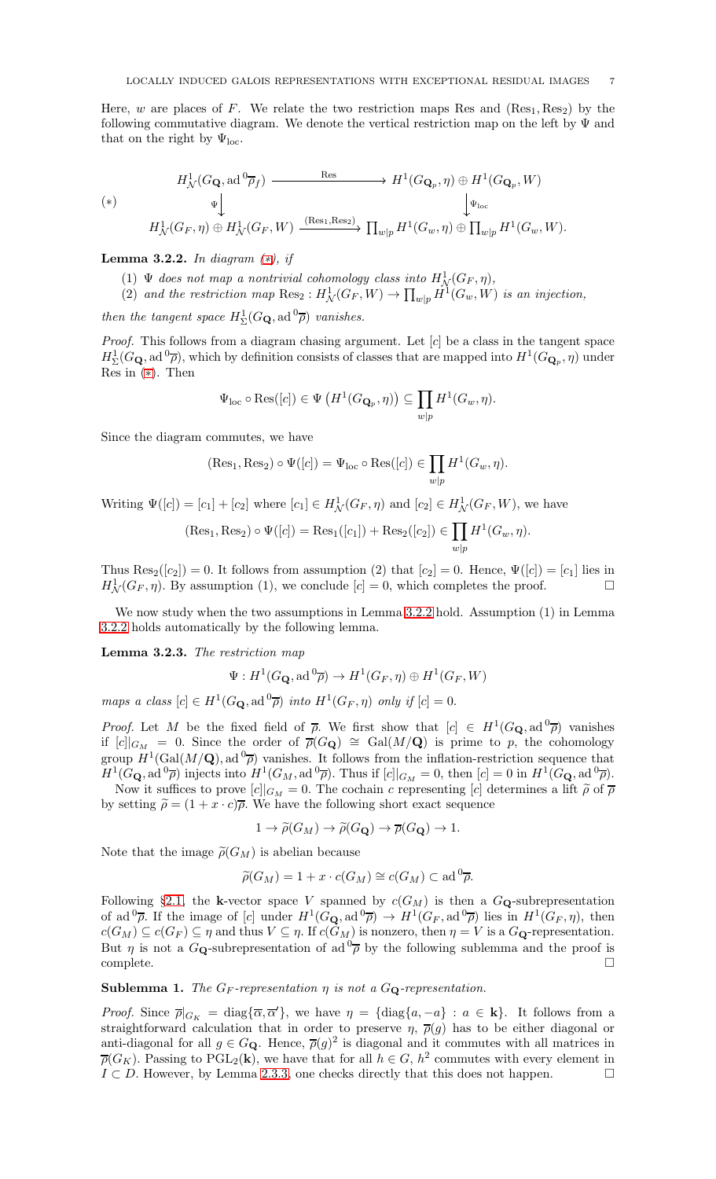Here, $w$ are places of $F$. We relate the two restriction maps Res and $(\mathrm{Res}_1, \mathrm{Res}_2)$ by the following commutative diagram. We denote the vertical restriction map on the left by $\Psi$ and that on the right by $\Psi_{\mathrm{loc}}$.

$$(*)\qquad \begin{array}{ccc} H^1_{\mathcal{N}}(G_{\mathbf{Q}}, \mathrm{ad}^0\overline{\rho}_f) & \xrightarrow{\quad\mathrm{Res}\quad} & H^1(G_{\mathbf{Q}_p}, \eta) \oplus H^1(G_{\mathbf{Q}_p}, W) \\ \Psi\big\downarrow & & \big\downarrow\Psi_{\mathrm{loc}} \\ H^1_{\mathcal{N}}(G_F, \eta) \oplus H^1_{\mathcal{N}}(G_F, W) & \xrightarrow{(\mathrm{Res}_1, \mathrm{Res}_2)} & \prod_{w|p} H^1(G_w, \eta) \oplus \prod_{w|p} H^1(G_w, W). \end{array}$$

**Lemma 3.2.2.** *In diagram (*), if*

1. *$\Psi$ does not map a nontrivial cohomology class into $H^1_{\mathcal{N}}(G_F, \eta)$,*
2. *and the restriction map $\mathrm{Res}_2 : H^1_{\mathcal{N}}(G_F, W) \to \prod_{w|p} H^1(G_w, W)$ is an injection,*

*then the tangent space $H^1_{\Sigma}(G_{\mathbf{Q}}, \mathrm{ad}^0\overline{\rho})$ vanishes.*

*Proof.* This follows from a diagram chasing argument. Let $[c]$ be a class in the tangent space $H^1_{\Sigma}(G_{\mathbf{Q}}, \mathrm{ad}^0\overline{\rho})$, which by definition consists of classes that are mapped into $H^1(G_{\mathbf{Q}_p}, \eta)$ under Res in (*). Then

$$\Psi_{\mathrm{loc}} \circ \mathrm{Res}([c]) \in \Psi\left(H^1(G_{\mathbf{Q}_p}, \eta)\right) \subseteq \prod_{w|p} H^1(G_w, \eta).$$

Since the diagram commutes, we have

$$(\mathrm{Res}_1, \mathrm{Res}_2) \circ \Psi([c]) = \Psi_{\mathrm{loc}} \circ \mathrm{Res}([c]) \in \prod_{w|p} H^1(G_w, \eta).$$

Writing $\Psi([c]) = [c_1] + [c_2]$ where $[c_1] \in H^1_{\mathcal{N}}(G_F, \eta)$ and $[c_2] \in H^1_{\mathcal{N}}(G_F, W)$, we have

$$(\mathrm{Res}_1, \mathrm{Res}_2) \circ \Psi([c]) = \mathrm{Res}_1([c_1]) + \mathrm{Res}_2([c_2]) \in \prod_{w|p} H^1(G_w, \eta).$$

Thus $\mathrm{Res}_2([c_2]) = 0$. It follows from assumption (2) that $[c_2] = 0$. Hence, $\Psi([c]) = [c_1]$ lies in $H^1_{\mathcal{N}}(G_F, \eta)$. By assumption (1), we conclude $[c] = 0$, which completes the proof. $\square$

We now study when the two assumptions in Lemma 3.2.2 hold. Assumption (1) in Lemma 3.2.2 holds automatically by the following lemma.

**Lemma 3.2.3.** *The restriction map*

$$\Psi : H^1(G_{\mathbf{Q}}, \mathrm{ad}^0\overline{\rho}) \to H^1(G_F, \eta) \oplus H^1(G_F, W)$$

*maps a class $[c] \in H^1(G_{\mathbf{Q}}, \mathrm{ad}^0\overline{\rho})$ into $H^1(G_F, \eta)$ only if $[c] = 0$.*

*Proof.* Let $M$ be the fixed field of $\overline{\rho}$. We first show that $[c] \in H^1(G_{\mathbf{Q}}, \mathrm{ad}^0\overline{\rho})$ vanishes if $[c]|_{G_M} = 0$. Since the order of $\overline{\rho}(G_{\mathbf{Q}}) \cong \mathrm{Gal}(M/\mathbf{Q})$ is prime to $p$, the cohomology group $H^1(\mathrm{Gal}(M/\mathbf{Q}), \mathrm{ad}^0\overline{\rho})$ vanishes. It follows from the inflation-restriction sequence that $H^1(G_{\mathbf{Q}}, \mathrm{ad}^0\overline{\rho})$ injects into $H^1(G_M, \mathrm{ad}^0\overline{\rho})$. Thus if $[c]|_{G_M} = 0$, then $[c] = 0$ in $H^1(G_{\mathbf{Q}}, \mathrm{ad}^0\overline{\rho})$.

Now it suffices to prove $[c]|_{G_M} = 0$. The cochain $c$ representing $[c]$ determines a lift $\widetilde{\rho}$ of $\overline{\rho}$ by setting $\widetilde{\rho} = (1 + x \cdot c)\overline{\rho}$. We have the following short exact sequence

$$1 \to \widetilde{\rho}(G_M) \to \widetilde{\rho}(G_{\mathbf{Q}}) \to \overline{\rho}(G_{\mathbf{Q}}) \to 1.$$

Note that the image $\widetilde{\rho}(G_M)$ is abelian because

$$\widetilde{\rho}(G_M) = 1 + x \cdot c(G_M) \cong c(G_M) \subset \mathrm{ad}^0\overline{\rho}.$$

Following §2.1, the $\mathbf{k}$-vector space $V$ spanned by $c(G_M)$ is then a $G_{\mathbf{Q}}$-subrepresentation of $\mathrm{ad}^0\overline{\rho}$. If the image of $[c]$ under $H^1(G_{\mathbf{Q}}, \mathrm{ad}^0\overline{\rho}) \to H^1(G_F, \mathrm{ad}^0\overline{\rho})$ lies in $H^1(G_F, \eta)$, then $c(G_M) \subseteq c(G_F) \subseteq \eta$ and thus $V \subseteq \eta$. If $c(G_M)$ is nonzero, then $\eta = V$ is a $G_{\mathbf{Q}}$-representation. But $\eta$ is not a $G_{\mathbf{Q}}$-subrepresentation of $\mathrm{ad}^0\overline{\rho}$ by the following sublemma and the proof is complete. $\square$

**Sublemma 1.** *The $G_F$-representation $\eta$ is not a $G_{\mathbf{Q}}$-representation.*

*Proof.* Since $\overline{\rho}|_{G_K} = \mathrm{diag}\{\overline{\alpha}, \overline{\alpha}'\}$, we have $\eta = \{\mathrm{diag}\{a, -a\} : a \in \mathbf{k}\}$. It follows from a straightforward calculation that in order to preserve $\eta$, $\overline{\rho}(g)$ has to be either diagonal or anti-diagonal for all $g \in G_{\mathbf{Q}}$. Hence, $\overline{\rho}(g)^2$ is diagonal and it commutes with all matrices in $\overline{\rho}(G_K)$. Passing to $\mathrm{PGL}_2(\mathbf{k})$, we have that for all $h \in G$, $h^2$ commutes with every element in $I \subset D$. However, by Lemma 2.3.3, one checks directly that this does not happen. $\square$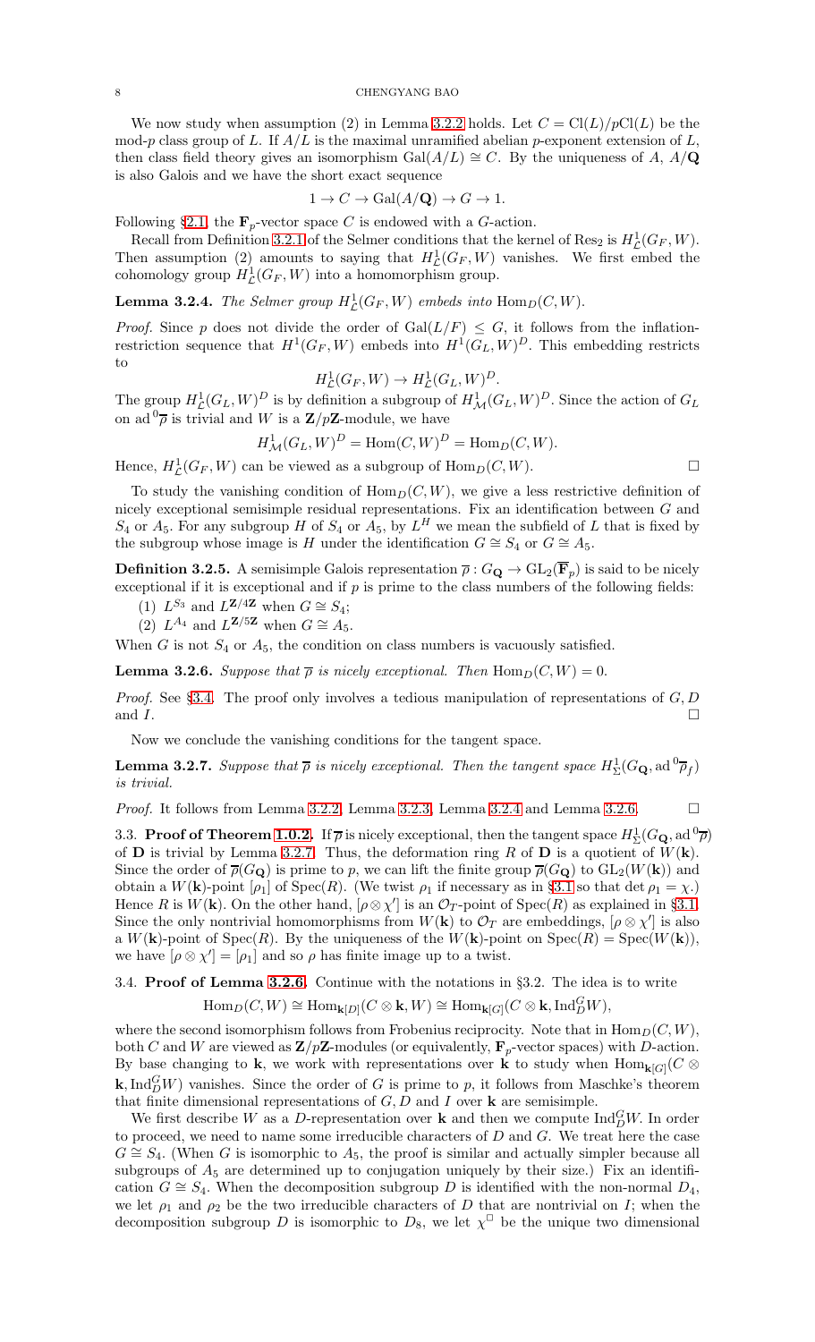We now study when assumption (2) in Lemma 3.2.2 holds. Let $C = \mathrm{Cl}(L)/p\mathrm{Cl}(L)$ be the mod-$p$ class group of $L$. If $A/L$ is the maximal unramified abelian $p$-exponent extension of $L$, then class field theory gives an isomorphism $\mathrm{Gal}(A/L) \cong C$. By the uniqueness of $A$, $A/\mathbf{Q}$ is also Galois and we have the short exact sequence

$$1 \to C \to \mathrm{Gal}(A/\mathbf{Q}) \to G \to 1.$$

Following §2.1, the $\mathbf{F}_p$-vector space $C$ is endowed with a $G$-action.

Recall from Definition 3.2.1 of the Selmer conditions that the kernel of $\mathrm{Res}_2$ is $H^1_{\mathcal{L}}(G_F, W)$. Then assumption (2) amounts to saying that $H^1_{\mathcal{L}}(G_F, W)$ vanishes. We first embed the cohomology group $H^1_{\mathcal{L}}(G_F, W)$ into a homomorphism group.

**Lemma 3.2.4.** *The Selmer group $H^1_{\mathcal{L}}(G_F, W)$ embeds into $\mathrm{Hom}_D(C, W)$.*

*Proof.* Since $p$ does not divide the order of $\mathrm{Gal}(L/F) \leq G$, it follows from the inflation-restriction sequence that $H^1(G_F, W)$ embeds into $H^1(G_L, W)^D$. This embedding restricts to

$$H^1_{\mathcal{L}}(G_F, W) \to H^1_{\mathcal{L}}(G_L, W)^D.$$

The group $H^1_{\mathcal{L}}(G_L, W)^D$ is by definition a subgroup of $H^1_{\mathcal{M}}(G_L, W)^D$. Since the action of $G_L$ on $\mathrm{ad}^0\overline{\rho}$ is trivial and $W$ is a $\mathbf{Z}/p\mathbf{Z}$-module, we have

$$H^1_{\mathcal{M}}(G_L, W)^D = \mathrm{Hom}(C, W)^D = \mathrm{Hom}_D(C, W).$$

Hence, $H^1_{\mathcal{L}}(G_F, W)$ can be viewed as a subgroup of $\mathrm{Hom}_D(C, W)$. □

To study the vanishing condition of $\mathrm{Hom}_D(C, W)$, we give a less restrictive definition of nicely exceptional semisimple residual representations. Fix an identification between $G$ and $S_4$ or $A_5$. For any subgroup $H$ of $S_4$ or $A_5$, by $L^H$ we mean the subfield of $L$ that is fixed by the subgroup whose image is $H$ under the identification $G \cong S_4$ or $G \cong A_5$.

**Definition 3.2.5.** A semisimple Galois representation $\overline{\rho} : G_{\mathbf{Q}} \to \mathrm{GL}_2(\overline{\mathbf{F}}_p)$ is said to be nicely exceptional if it is exceptional and if $p$ is prime to the class numbers of the following fields:

(1) $L^{S_3}$ and $L^{\mathbf{Z}/4\mathbf{Z}}$ when $G \cong S_4$;
(2) $L^{A_4}$ and $L^{\mathbf{Z}/5\mathbf{Z}}$ when $G \cong A_5$.

When $G$ is not $S_4$ or $A_5$, the condition on class numbers is vacuously satisfied.

**Lemma 3.2.6.** *Suppose that $\overline{\rho}$ is nicely exceptional. Then $\mathrm{Hom}_D(C, W) = 0$.*

*Proof.* See §3.4. The proof only involves a tedious manipulation of representations of $G, D$ and $I$. □

Now we conclude the vanishing conditions for the tangent space.

**Lemma 3.2.7.** *Suppose that $\overline{\rho}$ is nicely exceptional. Then the tangent space $H^1_\Sigma(G_{\mathbf{Q}}, \mathrm{ad}^0\overline{\rho}_f)$ is trivial.*

*Proof.* It follows from Lemma 3.2.2, Lemma 3.2.3, Lemma 3.2.4 and Lemma 3.2.6. □

## 3.3. Proof of Theorem 1.0.2.

If $\overline{\rho}$ is nicely exceptional, then the tangent space $H^1_\Sigma(G_{\mathbf{Q}}, \mathrm{ad}^0\overline{\rho})$ of $\mathbf{D}$ is trivial by Lemma 3.2.7. Thus, the deformation ring $R$ of $\mathbf{D}$ is a quotient of $W(\mathbf{k})$. Since the order of $\overline{\rho}(G_{\mathbf{Q}})$ is prime to $p$, we can lift the finite group $\overline{\rho}(G_{\mathbf{Q}})$ to $\mathrm{GL}_2(W(\mathbf{k}))$ and obtain a $W(\mathbf{k})$-point $[\rho_1]$ of $\mathrm{Spec}(R)$. (We twist $\rho_1$ if necessary as in §3.1 so that $\det \rho_1 = \chi$.) Hence $R$ is $W(\mathbf{k})$. On the other hand, $[\rho \otimes \chi']$ is an $\mathcal{O}_T$-point of $\mathrm{Spec}(R)$ as explained in §3.1. Since the only nontrivial homomorphisms from $W(\mathbf{k})$ to $\mathcal{O}_T$ are embeddings, $[\rho \otimes \chi']$ is also a $W(\mathbf{k})$-point of $\mathrm{Spec}(R)$. By the uniqueness of the $W(\mathbf{k})$-point on $\mathrm{Spec}(R) = \mathrm{Spec}(W(\mathbf{k}))$, we have $[\rho \otimes \chi'] = [\rho_1]$ and so $\rho$ has finite image up to a twist.

## 3.4. Proof of Lemma 3.2.6.

Continue with the notations in §3.2. The idea is to write

$$\mathrm{Hom}_D(C, W) \cong \mathrm{Hom}_{\mathbf{k}[D]}(C \otimes \mathbf{k}, W) \cong \mathrm{Hom}_{\mathbf{k}[G]}(C \otimes \mathbf{k}, \mathrm{Ind}_D^G W),$$

where the second isomorphism follows from Frobenius reciprocity. Note that in $\mathrm{Hom}_D(C, W)$, both $C$ and $W$ are viewed as $\mathbf{Z}/p\mathbf{Z}$-modules (or equivalently, $\mathbf{F}_p$-vector spaces) with $D$-action. By base changing to $\mathbf{k}$, we work with representations over $\mathbf{k}$ to study when $\mathrm{Hom}_{\mathbf{k}[G]}(C \otimes \mathbf{k}, \mathrm{Ind}_D^G W)$ vanishes. Since the order of $G$ is prime to $p$, it follows from Maschke's theorem that finite dimensional representations of $G, D$ and $I$ over $\mathbf{k}$ are semisimple.

We first describe $W$ as a $D$-representation over $\mathbf{k}$ and then we compute $\mathrm{Ind}_D^G W$. In order to proceed, we need to name some irreducible characters of $D$ and $G$. We treat here the case $G \cong S_4$. (When $G$ is isomorphic to $A_5$, the proof is similar and actually simpler because all subgroups of $A_5$ are determined up to conjugation uniquely by their size.) Fix an identification $G \cong S_4$. When the decomposition subgroup $D$ is identified with the non-normal $D_4$, we let $\rho_1$ and $\rho_2$ be the two irreducible characters of $D$ that are nontrivial on $I$; when the decomposition subgroup $D$ is isomorphic to $D_8$, we let $\chi^\square$ be the unique two dimensional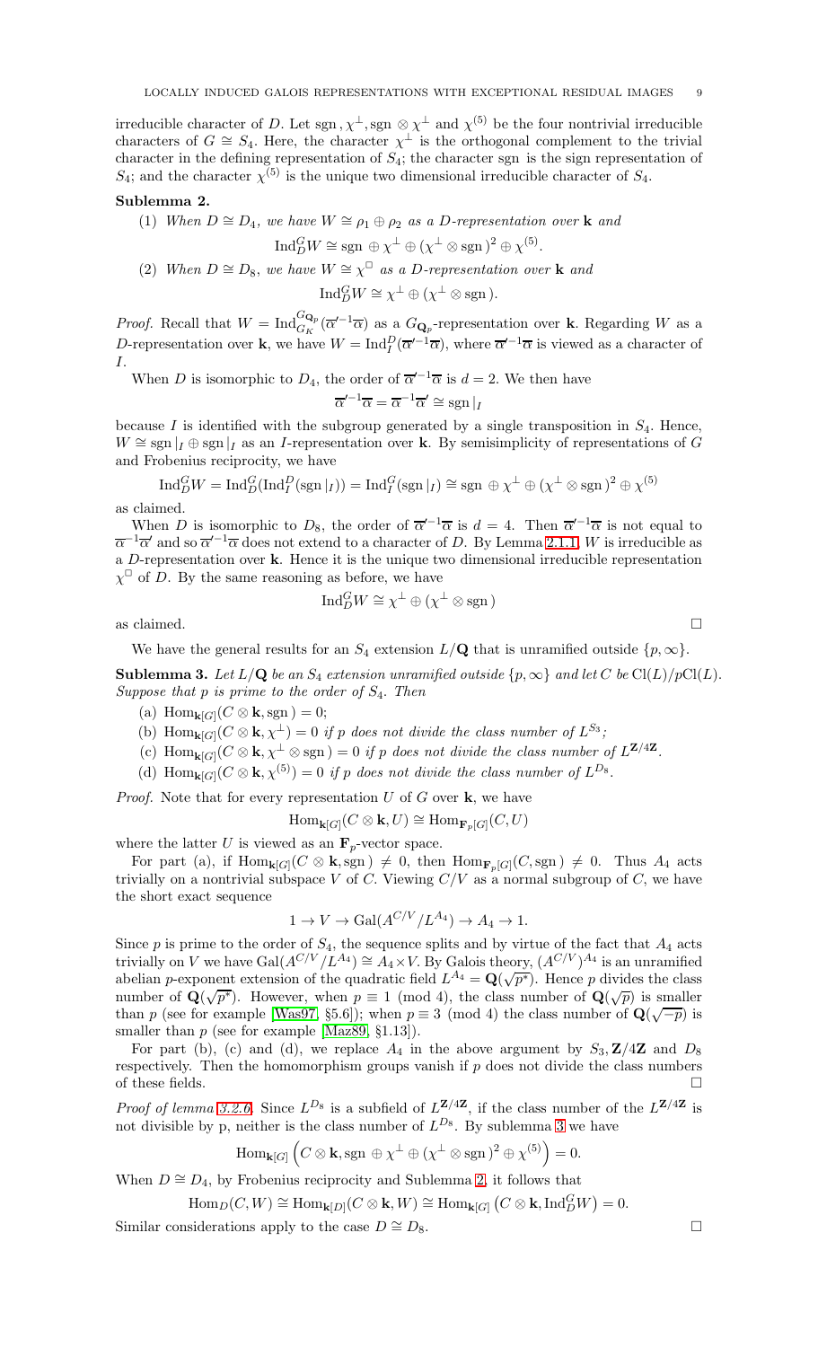irreducible character of $D$. Let $\mathrm{sgn}\,, \chi^{\perp}, \mathrm{sgn}\, \otimes \chi^{\perp}$ and $\chi^{(5)}$ be the four nontrivial irreducible characters of $G \cong S_4$. Here, the character $\chi^{\perp}$ is the orthogonal complement to the trivial character in the defining representation of $S_4$; the character sgn is the sign representation of $S_4$; and the character $\chi^{(5)}$ is the unique two dimensional irreducible character of $S_4$.

**Sublemma 2.**

(1) *When $D \cong D_4$, we have $W \cong \rho_1 \oplus \rho_2$ as a $D$-representation over $\mathbf{k}$ and*

$$\mathrm{Ind}_D^G W \cong \mathrm{sgn}\, \oplus \chi^{\perp} \oplus (\chi^{\perp} \otimes \mathrm{sgn}\,)^2 \oplus \chi^{(5)}.$$

(2) *When $D \cong D_8$, we have $W \cong \chi^{\square}$ as a $D$-representation over $\mathbf{k}$ and*

$$\mathrm{Ind}_D^G W \cong \chi^{\perp} \oplus (\chi^{\perp} \otimes \mathrm{sgn}\,).$$

*Proof.* Recall that $W = \mathrm{Ind}_{G_K}^{G_{\mathbf{Q}_p}}(\overline{\alpha}'^{-1}\overline{\alpha})$ as a $G_{\mathbf{Q}_p}$-representation over $\mathbf{k}$. Regarding $W$ as a $D$-representation over $\mathbf{k}$, we have $W = \mathrm{Ind}_I^D(\overline{\alpha}'^{-1}\overline{\alpha})$, where $\overline{\alpha}'^{-1}\overline{\alpha}$ is viewed as a character of $I$.

When $D$ is isomorphic to $D_4$, the order of $\overline{\alpha}'^{-1}\overline{\alpha}$ is $d = 2$. We then have

$$\overline{\alpha}'^{-1}\overline{\alpha} = \overline{\alpha}^{-1}\overline{\alpha}' \cong \mathrm{sgn}\,|_I$$

because $I$ is identified with the subgroup generated by a single transposition in $S_4$. Hence, $W \cong \mathrm{sgn}\,|_I \oplus \mathrm{sgn}\,|_I$ as an $I$-representation over $\mathbf{k}$. By semisimplicity of representations of $G$ and Frobenius reciprocity, we have

$$\mathrm{Ind}_D^G W = \mathrm{Ind}_D^G(\mathrm{Ind}_I^D(\mathrm{sgn}\,|_I)) = \mathrm{Ind}_I^G(\mathrm{sgn}\,|_I) \cong \mathrm{sgn}\, \oplus \chi^{\perp} \oplus (\chi^{\perp} \otimes \mathrm{sgn}\,)^2 \oplus \chi^{(5)}$$

as claimed.

When $D$ is isomorphic to $D_8$, the order of $\overline{\alpha}'^{-1}\overline{\alpha}$ is $d = 4$. Then $\overline{\alpha}'^{-1}\overline{\alpha}$ is not equal to $\overline{\alpha}^{-1}\overline{\alpha}'$ and so $\overline{\alpha}'^{-1}\overline{\alpha}$ does not extend to a character of $D$. By Lemma 2.1.1, $W$ is irreducible as a $D$-representation over $\mathbf{k}$. Hence it is the unique two dimensional irreducible representation $\chi^{\square}$ of $D$. By the same reasoning as before, we have

$$\mathrm{Ind}_D^G W \cong \chi^{\perp} \oplus (\chi^{\perp} \otimes \mathrm{sgn}\,)$$

as claimed. □

We have the general results for an $S_4$ extension $L/\mathbf{Q}$ that is unramified outside $\{p, \infty\}$.

**Sublemma 3.** *Let $L/\mathbf{Q}$ be an $S_4$ extension unramified outside $\{p, \infty\}$ and let $C$ be $\mathrm{Cl}(L)/p\mathrm{Cl}(L)$. Suppose that $p$ is prime to the order of $S_4$. Then*

(a) $\mathrm{Hom}_{\mathbf{k}[G]}(C \otimes \mathbf{k}, \mathrm{sgn}\,) = 0$;

(b) $\mathrm{Hom}_{\mathbf{k}[G]}(C \otimes \mathbf{k}, \chi^{\perp}) = 0$ *if $p$ does not divide the class number of $L^{S_3}$;*

(c) $\mathrm{Hom}_{\mathbf{k}[G]}(C \otimes \mathbf{k}, \chi^{\perp} \otimes \mathrm{sgn}\,) = 0$ *if $p$ does not divide the class number of $L^{\mathbf{Z}/4\mathbf{Z}}$.*

(d) $\mathrm{Hom}_{\mathbf{k}[G]}(C \otimes \mathbf{k}, \chi^{(5)}) = 0$ *if $p$ does not divide the class number of $L^{D_8}$.*

*Proof.* Note that for every representation $U$ of $G$ over $\mathbf{k}$, we have

$$\mathrm{Hom}_{\mathbf{k}[G]}(C \otimes \mathbf{k}, U) \cong \mathrm{Hom}_{\mathbf{F}_p[G]}(C, U)$$

where the latter $U$ is viewed as an $\mathbf{F}_p$-vector space.

For part (a), if $\mathrm{Hom}_{\mathbf{k}[G]}(C \otimes \mathbf{k}, \mathrm{sgn}\,) \neq 0$, then $\mathrm{Hom}_{\mathbf{F}_p[G]}(C, \mathrm{sgn}\,) \neq 0$. Thus $A_4$ acts trivially on a nontrivial subspace $V$ of $C$. Viewing $C/V$ as a normal subgroup of $C$, we have the short exact sequence

$$1 \to V \to \mathrm{Gal}(A^{C/V}/L^{A_4}) \to A_4 \to 1.$$

Since $p$ is prime to the order of $S_4$, the sequence splits and by virtue of the fact that $A_4$ acts trivially on $V$ we have $\mathrm{Gal}(A^{C/V}/L^{A_4}) \cong A_4 \times V$. By Galois theory, $(A^{C/V})^{A_4}$ is an unramified abelian $p$-exponent extension of the quadratic field $L^{A_4} = \mathbf{Q}(\sqrt{p^*})$. Hence $p$ divides the class number of $\mathbf{Q}(\sqrt{p^*})$. However, when $p \equiv 1 \pmod 4$, the class number of $\mathbf{Q}(\sqrt{p})$ is smaller than $p$ (see for example [Was97, §5.6]); when $p \equiv 3 \pmod 4$ the class number of $\mathbf{Q}(\sqrt{-p})$ is smaller than $p$ (see for example [Maz89, §1.13]).

For part (b), (c) and (d), we replace $A_4$ in the above argument by $S_3, \mathbf{Z}/4\mathbf{Z}$ and $D_8$ respectively. Then the homomorphism groups vanish if $p$ does not divide the class numbers of these fields. □

*Proof of lemma 3.2.6.* Since $L^{D_8}$ is a subfield of $L^{\mathbf{Z}/4\mathbf{Z}}$, if the class number of the $L^{\mathbf{Z}/4\mathbf{Z}}$ is not divisible by p, neither is the class number of $L^{D_8}$. By sublemma 3 we have

$$\mathrm{Hom}_{\mathbf{k}[G]}\left(C \otimes \mathbf{k}, \mathrm{sgn}\, \oplus \chi^{\perp} \oplus (\chi^{\perp} \otimes \mathrm{sgn}\,)^2 \oplus \chi^{(5)}\right) = 0.$$

When $D \cong D_4$, by Frobenius reciprocity and Sublemma 2, it follows that

$$\mathrm{Hom}_D(C, W) \cong \mathrm{Hom}_{\mathbf{k}[D]}(C \otimes \mathbf{k}, W) \cong \mathrm{Hom}_{\mathbf{k}[G]}\left(C \otimes \mathbf{k}, \mathrm{Ind}_D^G W\right) = 0.$$

Similar considerations apply to the case $D \cong D_8$. □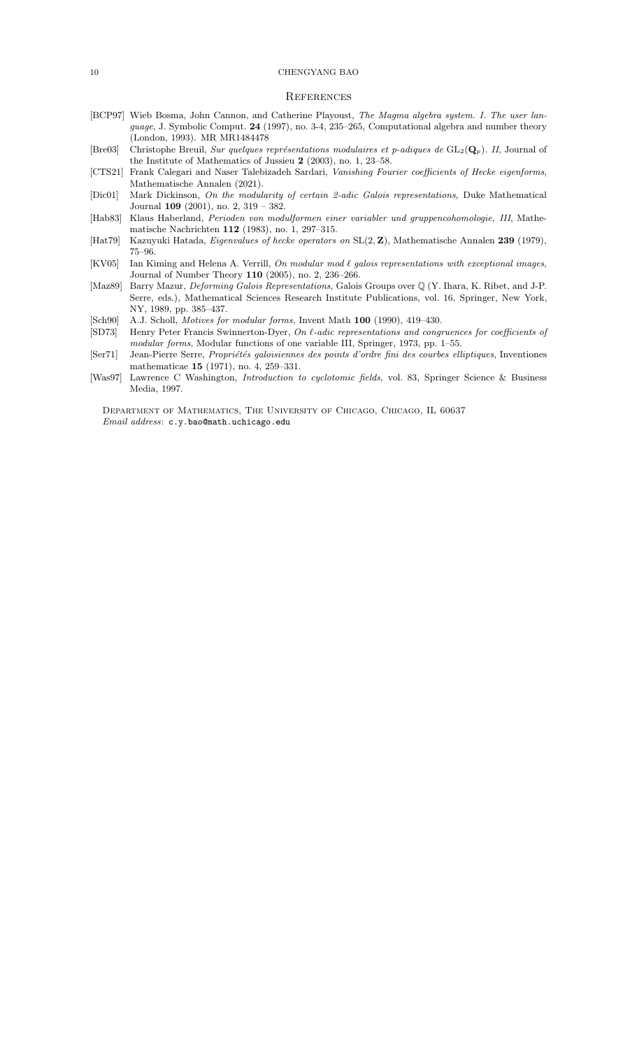## References

[BCP97] Wieb Bosma, John Cannon, and Catherine Playoust, *The Magma algebra system. I. The user language*, J. Symbolic Comput. **24** (1997), no. 3-4, 235–265, Computational algebra and number theory (London, 1993). MR MR1484478

[Bre03] Christophe Breuil, *Sur quelques représentations modulaires et p-adiques de* $\mathrm{GL}_2(\mathbf{Q}_p)$*. II*, Journal of the Institute of Mathematics of Jussieu **2** (2003), no. 1, 23–58.

[CTS21] Frank Calegari and Naser Talebizadeh Sardari, *Vanishing Fourier coefficients of Hecke eigenforms*, Mathematische Annalen (2021).

[Dic01] Mark Dickinson, *On the modularity of certain 2-adic Galois representations*, Duke Mathematical Journal **109** (2001), no. 2, 319 – 382.

[Hab83] Klaus Haberland, *Perioden von modulformen einer variabler und gruppencohomologie, III*, Mathematische Nachrichten **112** (1983), no. 1, 297–315.

[Hat79] Kazuyuki Hatada, *Eigenvalues of hecke operators on* $\mathrm{SL}(2, \mathbf{Z})$, Mathematische Annalen **239** (1979), 75–96.

[KV05] Ian Kiming and Helena A. Verrill, *On modular mod* $\ell$ *galois representations with exceptional images*, Journal of Number Theory **110** (2005), no. 2, 236–266.

[Maz89] Barry Mazur, *Deforming Galois Representations*, Galois Groups over $\mathbb{Q}$ (Y. Ihara, K. Ribet, and J-P. Serre, eds.), Mathematical Sciences Research Institute Publications, vol. 16, Springer, New York, NY, 1989, pp. 385–437.

[Sch90] A.J. Scholl, *Motives for modular forms*, Invent Math **100** (1990), 419–430.

[SD73] Henry Peter Francis Swinnerton-Dyer, *On* $\ell$*-adic representations and congruences for coefficients of modular forms*, Modular functions of one variable III, Springer, 1973, pp. 1–55.

[Ser71] Jean-Pierre Serre, *Propriétés galoisiennes des points d'ordre fini des courbes elliptiques*, Inventiones mathematicae **15** (1971), no. 4, 259–331.

[Was97] Lawrence C Washington, *Introduction to cyclotomic fields*, vol. 83, Springer Science & Business Media, 1997.

Department of Mathematics, The University of Chicago, Chicago, IL 60637

*Email address*: c.y.bao@math.uchicago.edu